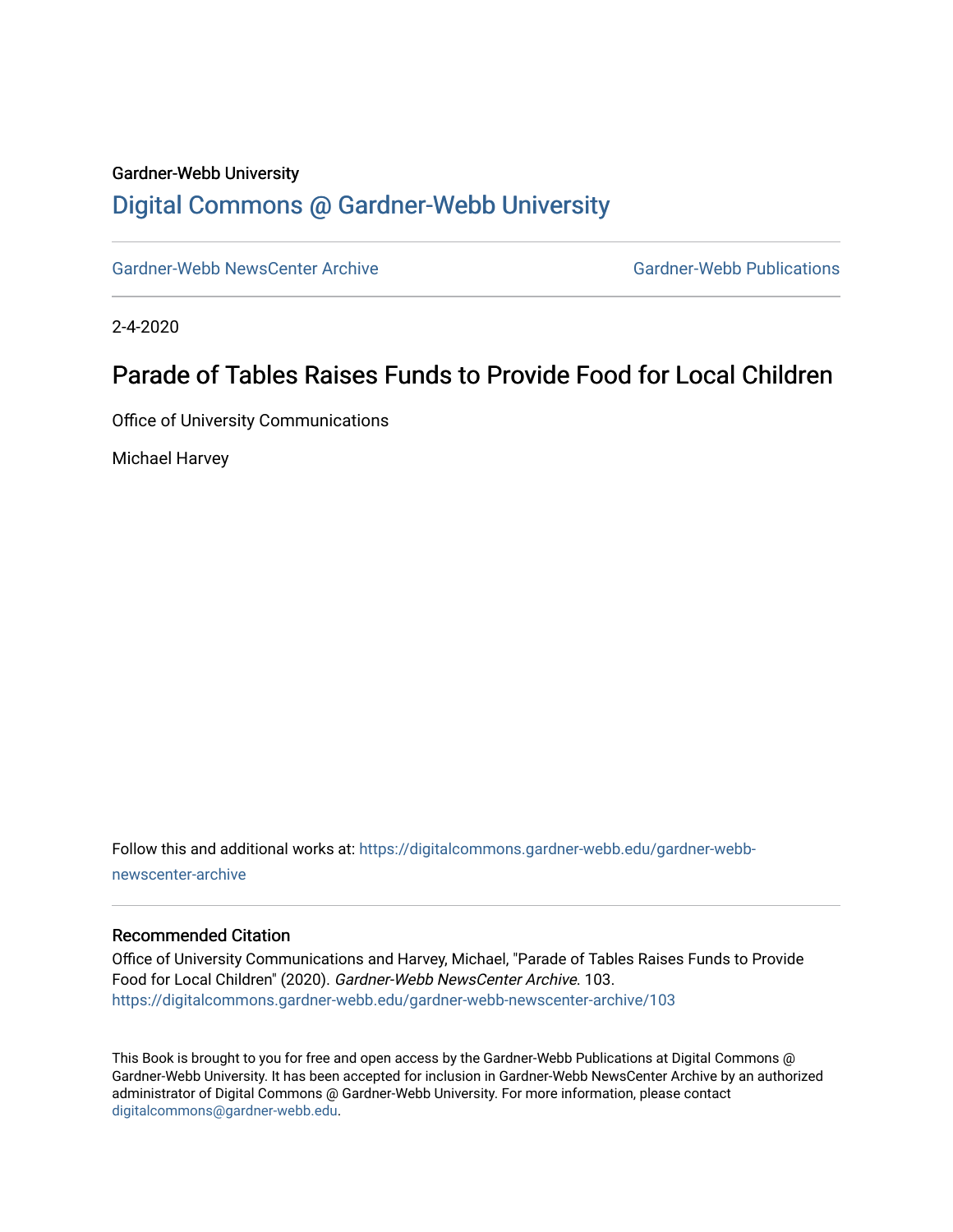Gardner-Webb University

# Digital Commons @ Gardner-Webb University

Gardner-Webb NewsCenter Archive

Gardner-Webb Publications

2-4-2020

## Parade of Tables Raises Funds to Provide Food for Local Children

Office of University Communications

Michael Harvey

Follow this and additional works at: https://digitalcommons.gardner-webb.edu/gardner-webb-newscenter-archive

### Recommended Citation

Office of University Communications and Harvey, Michael, "Parade of Tables Raises Funds to Provide Food for Local Children" (2020). *Gardner-Webb NewsCenter Archive*. 103.
https://digitalcommons.gardner-webb.edu/gardner-webb-newscenter-archive/103

This Book is brought to you for free and open access by the Gardner-Webb Publications at Digital Commons @ Gardner-Webb University. It has been accepted for inclusion in Gardner-Webb NewsCenter Archive by an authorized administrator of Digital Commons @ Gardner-Webb University. For more information, please contact digitalcommons@gardner-webb.edu.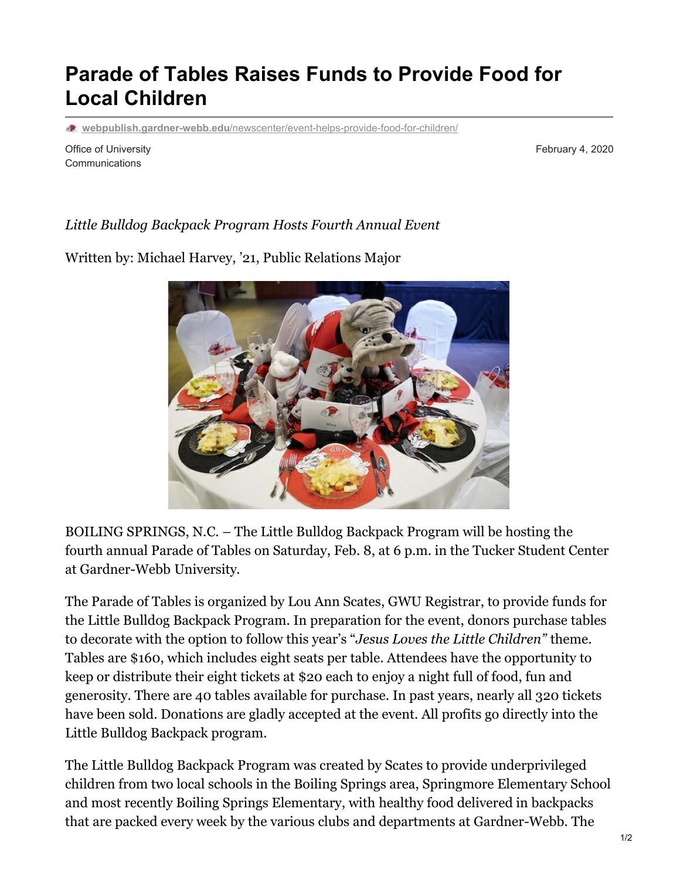# Parade of Tables Raises Funds to Provide Food for Local Children

webpublish.gardner-webb.edu/newscenter/event-helps-provide-food-for-children/

Office of University Communications

February 4, 2020

*Little Bulldog Backpack Program Hosts Fourth Annual Event*

Written by: Michael Harvey, '21, Public Relations Major

BOILING SPRINGS, N.C. – The Little Bulldog Backpack Program will be hosting the fourth annual Parade of Tables on Saturday, Feb. 8, at 6 p.m. in the Tucker Student Center at Gardner-Webb University.

The Parade of Tables is organized by Lou Ann Scates, GWU Registrar, to provide funds for the Little Bulldog Backpack Program. In preparation for the event, donors purchase tables to decorate with the option to follow this year's "*Jesus Loves the Little Children"* theme. Tables are $160, which includes eight seats per table. Attendees have the opportunity to keep or distribute their eight tickets at $20 each to enjoy a night full of food, fun and generosity. There are 40 tables available for purchase. In past years, nearly all 320 tickets have been sold. Donations are gladly accepted at the event. All profits go directly into the Little Bulldog Backpack program.

The Little Bulldog Backpack Program was created by Scates to provide underprivileged children from two local schools in the Boiling Springs area, Springmore Elementary School and most recently Boiling Springs Elementary, with healthy food delivered in backpacks that are packed every week by the various clubs and departments at Gardner-Webb. The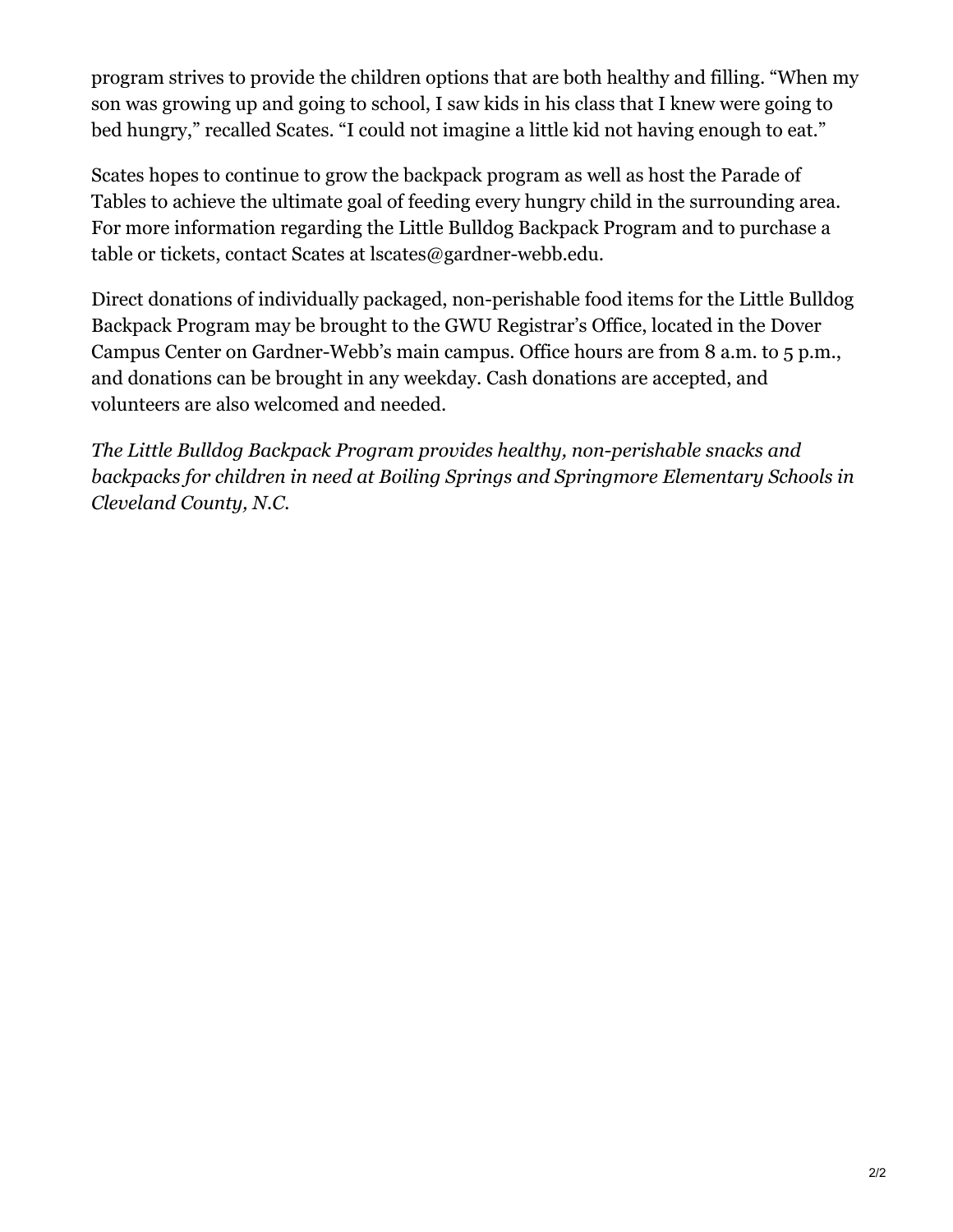program strives to provide the children options that are both healthy and filling. "When my son was growing up and going to school, I saw kids in his class that I knew were going to bed hungry," recalled Scates. "I could not imagine a little kid not having enough to eat."

Scates hopes to continue to grow the backpack program as well as host the Parade of Tables to achieve the ultimate goal of feeding every hungry child in the surrounding area. For more information regarding the Little Bulldog Backpack Program and to purchase a table or tickets, contact Scates at lscates@gardner-webb.edu.

Direct donations of individually packaged, non-perishable food items for the Little Bulldog Backpack Program may be brought to the GWU Registrar's Office, located in the Dover Campus Center on Gardner-Webb's main campus. Office hours are from 8 a.m. to 5 p.m., and donations can be brought in any weekday. Cash donations are accepted, and volunteers are also welcomed and needed.

*The Little Bulldog Backpack Program provides healthy, non-perishable snacks and backpacks for children in need at Boiling Springs and Springmore Elementary Schools in Cleveland County, N.C.*